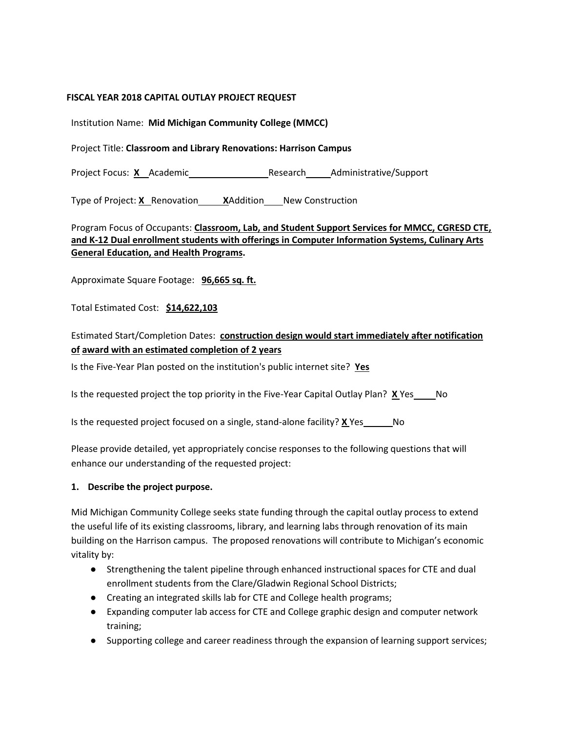**FISCAL YEAR 2018 CAPITAL OUTLAY PROJECT REQUEST**

Institution Name: **Mid Michigan Community College (MMCC)**

Project Title: **Classroom and Library Renovations: Harrison Campus**

Project Focus: **X** Academic ________ Research ____ Administrative/Support

Type of Project: **X** Renovation ____ **X** Addition ____ New Construction

Program Focus of Occupants: **Classroom, Lab, and Student Support Services for MMCC, CGRESD CTE, and K-12 Dual enrollment students with offerings in Computer Information Systems, Culinary Arts General Education, and Health Programs.**

Approximate Square Footage: **96,665 sq. ft.**

Total Estimated Cost: **$14,622,103**

Estimated Start/Completion Dates: **construction design would start immediately after notification of award with an estimated completion of 2 years**

Is the Five-Year Plan posted on the institution's public internet site? **Yes**

Is the requested project the top priority in the Five-Year Capital Outlay Plan? **X** Yes ____ No

Is the requested project focused on a single, stand-alone facility? **X** Yes ____ No

Please provide detailed, yet appropriately concise responses to the following questions that will enhance our understanding of the requested project:

**1. Describe the project purpose.**

Mid Michigan Community College seeks state funding through the capital outlay process to extend the useful life of its existing classrooms, library, and learning labs through renovation of its main building on the Harrison campus. The proposed renovations will contribute to Michigan's economic vitality by:

- Strengthening the talent pipeline through enhanced instructional spaces for CTE and dual enrollment students from the Clare/Gladwin Regional School Districts;
- Creating an integrated skills lab for CTE and College health programs;
- Expanding computer lab access for CTE and College graphic design and computer network training;
- Supporting college and career readiness through the expansion of learning support services;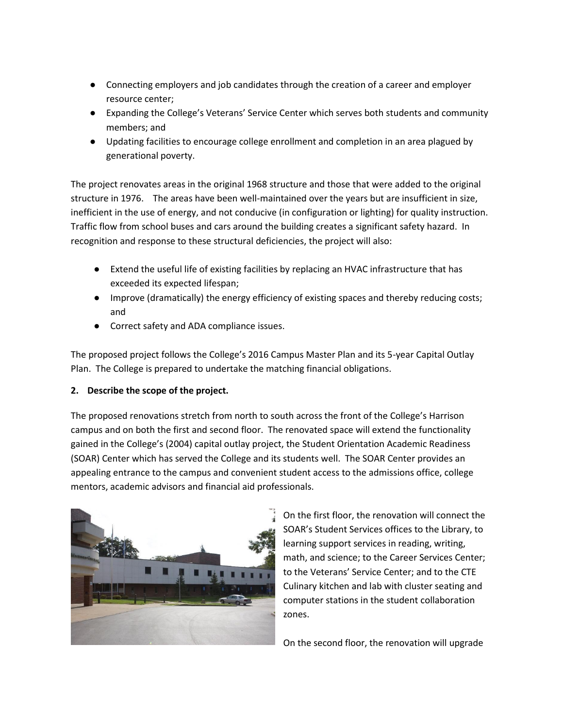- Connecting employers and job candidates through the creation of a career and employer resource center;
- Expanding the College's Veterans' Service Center which serves both students and community members; and
- Updating facilities to encourage college enrollment and completion in an area plagued by generational poverty.

The project renovates areas in the original 1968 structure and those that were added to the original structure in 1976. The areas have been well-maintained over the years but are insufficient in size, inefficient in the use of energy, and not conducive (in configuration or lighting) for quality instruction. Traffic flow from school buses and cars around the building creates a significant safety hazard. In recognition and response to these structural deficiencies, the project will also:

- Extend the useful life of existing facilities by replacing an HVAC infrastructure that has exceeded its expected lifespan;
- Improve (dramatically) the energy efficiency of existing spaces and thereby reducing costs; and
- Correct safety and ADA compliance issues.

The proposed project follows the College's 2016 Campus Master Plan and its 5-year Capital Outlay Plan. The College is prepared to undertake the matching financial obligations.

**2. Describe the scope of the project.**

The proposed renovations stretch from north to south across the front of the College's Harrison campus and on both the first and second floor. The renovated space will extend the functionality gained in the College's (2004) capital outlay project, the Student Orientation Academic Readiness (SOAR) Center which has served the College and its students well. The SOAR Center provides an appealing entrance to the campus and convenient student access to the admissions office, college mentors, academic advisors and financial aid professionals.

On the first floor, the renovation will connect the SOAR's Student Services offices to the Library, to learning support services in reading, writing, math, and science; to the Career Services Center; to the Veterans' Service Center; and to the CTE Culinary kitchen and lab with cluster seating and computer stations in the student collaboration zones.

On the second floor, the renovation will upgrade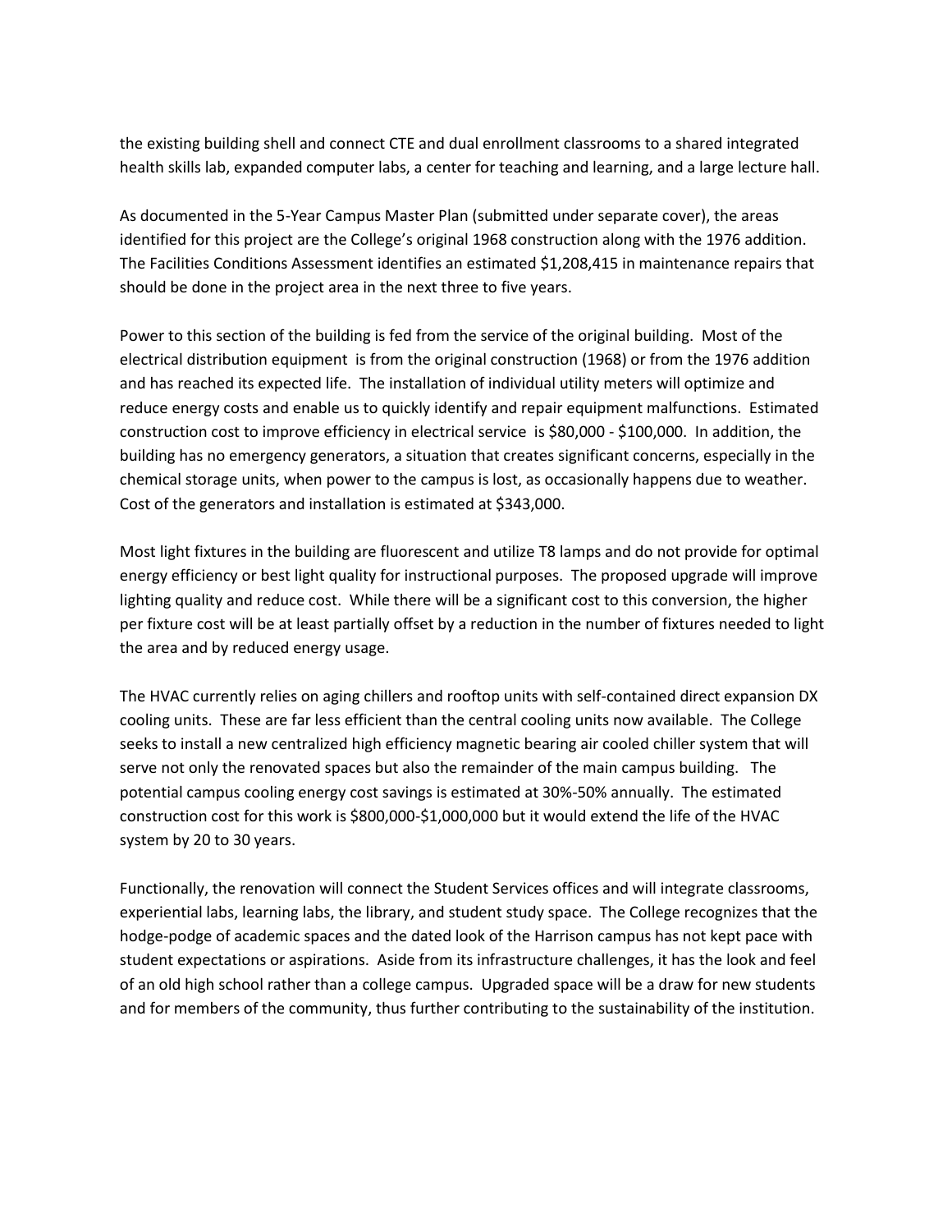the existing building shell and connect CTE and dual enrollment classrooms to a shared integrated health skills lab, expanded computer labs, a center for teaching and learning, and a large lecture hall.

As documented in the 5-Year Campus Master Plan (submitted under separate cover), the areas identified for this project are the College's original 1968 construction along with the 1976 addition. The Facilities Conditions Assessment identifies an estimated $1,208,415 in maintenance repairs that should be done in the project area in the next three to five years.

Power to this section of the building is fed from the service of the original building. Most of the electrical distribution equipment is from the original construction (1968) or from the 1976 addition and has reached its expected life. The installation of individual utility meters will optimize and reduce energy costs and enable us to quickly identify and repair equipment malfunctions. Estimated construction cost to improve efficiency in electrical service is $80,000 - $100,000. In addition, the building has no emergency generators, a situation that creates significant concerns, especially in the chemical storage units, when power to the campus is lost, as occasionally happens due to weather. Cost of the generators and installation is estimated at $343,000.

Most light fixtures in the building are fluorescent and utilize T8 lamps and do not provide for optimal energy efficiency or best light quality for instructional purposes. The proposed upgrade will improve lighting quality and reduce cost. While there will be a significant cost to this conversion, the higher per fixture cost will be at least partially offset by a reduction in the number of fixtures needed to light the area and by reduced energy usage.

The HVAC currently relies on aging chillers and rooftop units with self-contained direct expansion DX cooling units. These are far less efficient than the central cooling units now available. The College seeks to install a new centralized high efficiency magnetic bearing air cooled chiller system that will serve not only the renovated spaces but also the remainder of the main campus building. The potential campus cooling energy cost savings is estimated at 30%-50% annually. The estimated construction cost for this work is $800,000-$1,000,000 but it would extend the life of the HVAC system by 20 to 30 years.

Functionally, the renovation will connect the Student Services offices and will integrate classrooms, experiential labs, learning labs, the library, and student study space. The College recognizes that the hodge-podge of academic spaces and the dated look of the Harrison campus has not kept pace with student expectations or aspirations. Aside from its infrastructure challenges, it has the look and feel of an old high school rather than a college campus. Upgraded space will be a draw for new students and for members of the community, thus further contributing to the sustainability of the institution.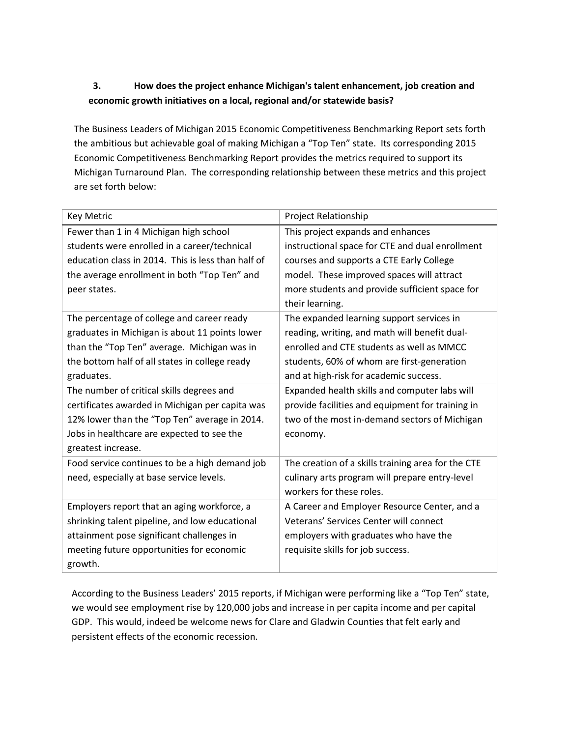**3. How does the project enhance Michigan's talent enhancement, job creation and economic growth initiatives on a local, regional and/or statewide basis?**

The Business Leaders of Michigan 2015 Economic Competitiveness Benchmarking Report sets forth the ambitious but achievable goal of making Michigan a "Top Ten" state. Its corresponding 2015 Economic Competitiveness Benchmarking Report provides the metrics required to support its Michigan Turnaround Plan. The corresponding relationship between these metrics and this project are set forth below:

| Key Metric | Project Relationship |
|---|---|
| Fewer than 1 in 4 Michigan high school students were enrolled in a career/technical education class in 2014. This is less than half of the average enrollment in both "Top Ten" and peer states. | This project expands and enhances instructional space for CTE and dual enrollment courses and supports a CTE Early College model. These improved spaces will attract more students and provide sufficient space for their learning. |
| The percentage of college and career ready graduates in Michigan is about 11 points lower than the "Top Ten" average. Michigan was in the bottom half of all states in college ready graduates. | The expanded learning support services in reading, writing, and math will benefit dual-enrolled and CTE students as well as MMCC students, 60% of whom are first-generation and at high-risk for academic success. |
| The number of critical skills degrees and certificates awarded in Michigan per capita was 12% lower than the "Top Ten" average in 2014. Jobs in healthcare are expected to see the greatest increase. | Expanded health skills and computer labs will provide facilities and equipment for training in two of the most in-demand sectors of Michigan economy. |
| Food service continues to be a high demand job need, especially at base service levels. | The creation of a skills training area for the CTE culinary arts program will prepare entry-level workers for these roles. |
| Employers report that an aging workforce, a shrinking talent pipeline, and low educational attainment pose significant challenges in meeting future opportunities for economic growth. | A Career and Employer Resource Center, and a Veterans' Services Center will connect employers with graduates who have the requisite skills for job success. |

According to the Business Leaders' 2015 reports, if Michigan were performing like a "Top Ten" state, we would see employment rise by 120,000 jobs and increase in per capita income and per capital GDP. This would, indeed be welcome news for Clare and Gladwin Counties that felt early and persistent effects of the economic recession.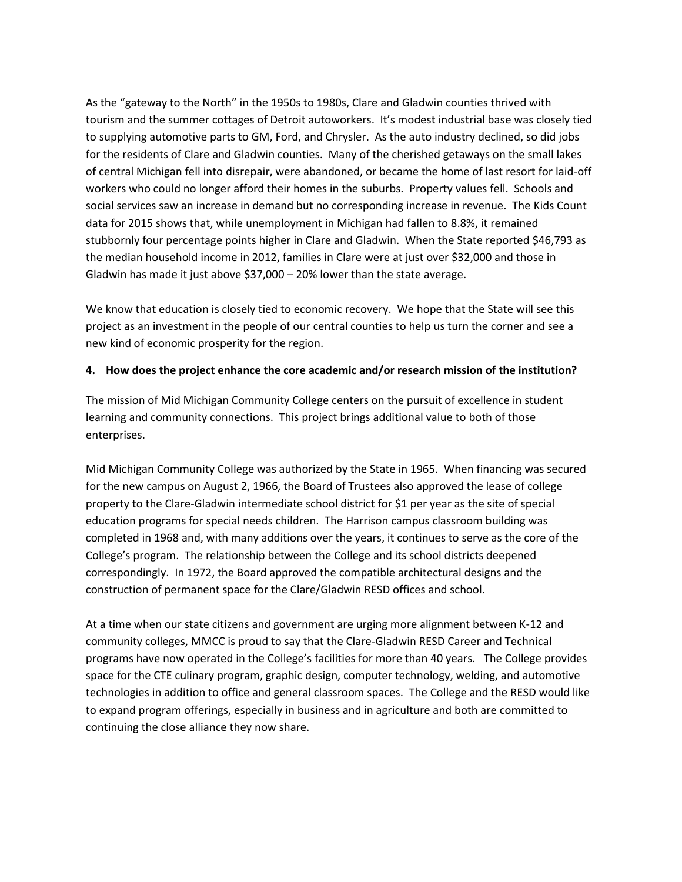As the "gateway to the North" in the 1950s to 1980s, Clare and Gladwin counties thrived with tourism and the summer cottages of Detroit autoworkers. It's modest industrial base was closely tied to supplying automotive parts to GM, Ford, and Chrysler. As the auto industry declined, so did jobs for the residents of Clare and Gladwin counties. Many of the cherished getaways on the small lakes of central Michigan fell into disrepair, were abandoned, or became the home of last resort for laid-off workers who could no longer afford their homes in the suburbs. Property values fell. Schools and social services saw an increase in demand but no corresponding increase in revenue. The Kids Count data for 2015 shows that, while unemployment in Michigan had fallen to 8.8%, it remained stubbornly four percentage points higher in Clare and Gladwin. When the State reported $46,793 as the median household income in 2012, families in Clare were at just over $32,000 and those in Gladwin has made it just above $37,000 – 20% lower than the state average.

We know that education is closely tied to economic recovery. We hope that the State will see this project as an investment in the people of our central counties to help us turn the corner and see a new kind of economic prosperity for the region.

**4. How does the project enhance the core academic and/or research mission of the institution?**

The mission of Mid Michigan Community College centers on the pursuit of excellence in student learning and community connections. This project brings additional value to both of those enterprises.

Mid Michigan Community College was authorized by the State in 1965. When financing was secured for the new campus on August 2, 1966, the Board of Trustees also approved the lease of college property to the Clare-Gladwin intermediate school district for $1 per year as the site of special education programs for special needs children. The Harrison campus classroom building was completed in 1968 and, with many additions over the years, it continues to serve as the core of the College's program. The relationship between the College and its school districts deepened correspondingly. In 1972, the Board approved the compatible architectural designs and the construction of permanent space for the Clare/Gladwin RESD offices and school.

At a time when our state citizens and government are urging more alignment between K-12 and community colleges, MMCC is proud to say that the Clare-Gladwin RESD Career and Technical programs have now operated in the College's facilities for more than 40 years. The College provides space for the CTE culinary program, graphic design, computer technology, welding, and automotive technologies in addition to office and general classroom spaces. The College and the RESD would like to expand program offerings, especially in business and in agriculture and both are committed to continuing the close alliance they now share.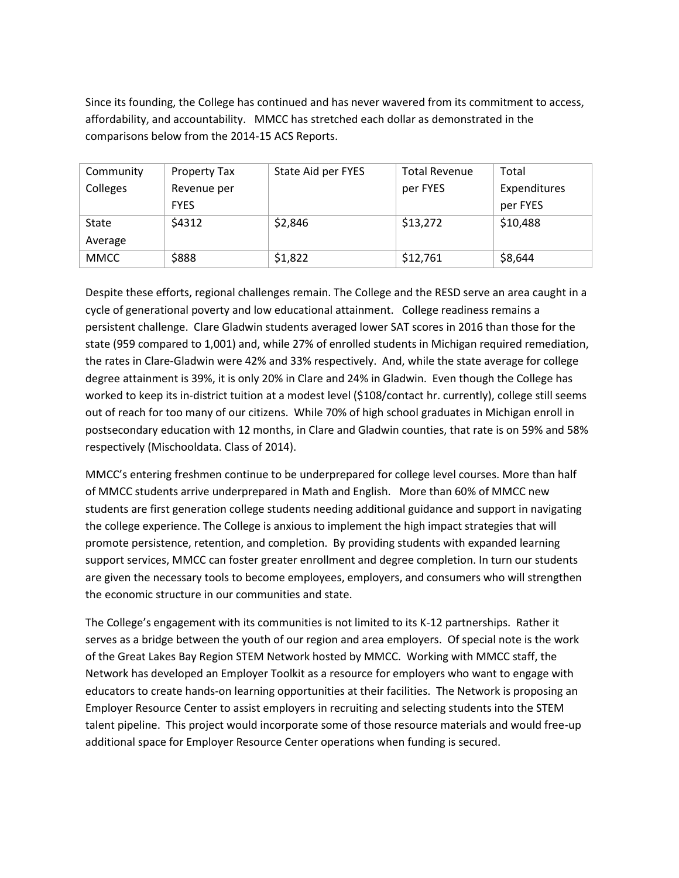Since its founding, the College has continued and has never wavered from its commitment to access, affordability, and accountability. MMCC has stretched each dollar as demonstrated in the comparisons below from the 2014-15 ACS Reports.

| Community Colleges | Property Tax Revenue per FYES | State Aid per FYES | Total Revenue per FYES | Total Expenditures per FYES |
|---|---|---|---|---|
| State Average | $4312 | $2,846 | $13,272 | $10,488 |
| MMCC | $888 | $1,822 | $12,761 | $8,644 |

Despite these efforts, regional challenges remain. The College and the RESD serve an area caught in a cycle of generational poverty and low educational attainment. College readiness remains a persistent challenge. Clare Gladwin students averaged lower SAT scores in 2016 than those for the state (959 compared to 1,001) and, while 27% of enrolled students in Michigan required remediation, the rates in Clare-Gladwin were 42% and 33% respectively. And, while the state average for college degree attainment is 39%, it is only 20% in Clare and 24% in Gladwin. Even though the College has worked to keep its in-district tuition at a modest level ($108/contact hr. currently), college still seems out of reach for too many of our citizens. While 70% of high school graduates in Michigan enroll in postsecondary education with 12 months, in Clare and Gladwin counties, that rate is on 59% and 58% respectively (Mischooldata. Class of 2014).

MMCC's entering freshmen continue to be underprepared for college level courses. More than half of MMCC students arrive underprepared in Math and English. More than 60% of MMCC new students are first generation college students needing additional guidance and support in navigating the college experience. The College is anxious to implement the high impact strategies that will promote persistence, retention, and completion. By providing students with expanded learning support services, MMCC can foster greater enrollment and degree completion. In turn our students are given the necessary tools to become employees, employers, and consumers who will strengthen the economic structure in our communities and state.

The College's engagement with its communities is not limited to its K-12 partnerships. Rather it serves as a bridge between the youth of our region and area employers. Of special note is the work of the Great Lakes Bay Region STEM Network hosted by MMCC. Working with MMCC staff, the Network has developed an Employer Toolkit as a resource for employers who want to engage with educators to create hands-on learning opportunities at their facilities. The Network is proposing an Employer Resource Center to assist employers in recruiting and selecting students into the STEM talent pipeline. This project would incorporate some of those resource materials and would free-up additional space for Employer Resource Center operations when funding is secured.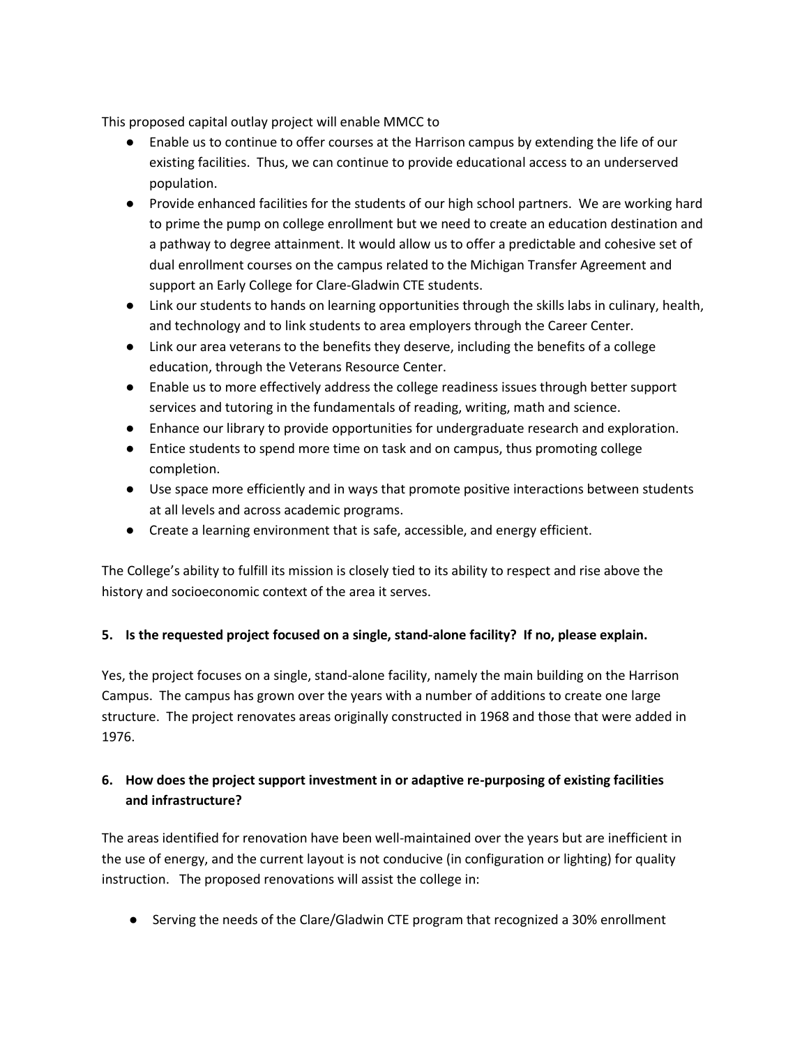This proposed capital outlay project will enable MMCC to

- Enable us to continue to offer courses at the Harrison campus by extending the life of our existing facilities. Thus, we can continue to provide educational access to an underserved population.
- Provide enhanced facilities for the students of our high school partners. We are working hard to prime the pump on college enrollment but we need to create an education destination and a pathway to degree attainment. It would allow us to offer a predictable and cohesive set of dual enrollment courses on the campus related to the Michigan Transfer Agreement and support an Early College for Clare-Gladwin CTE students.
- Link our students to hands on learning opportunities through the skills labs in culinary, health, and technology and to link students to area employers through the Career Center.
- Link our area veterans to the benefits they deserve, including the benefits of a college education, through the Veterans Resource Center.
- Enable us to more effectively address the college readiness issues through better support services and tutoring in the fundamentals of reading, writing, math and science.
- Enhance our library to provide opportunities for undergraduate research and exploration.
- Entice students to spend more time on task and on campus, thus promoting college completion.
- Use space more efficiently and in ways that promote positive interactions between students at all levels and across academic programs.
- Create a learning environment that is safe, accessible, and energy efficient.

The College's ability to fulfill its mission is closely tied to its ability to respect and rise above the history and socioeconomic context of the area it serves.

**5. Is the requested project focused on a single, stand-alone facility? If no, please explain.**

Yes, the project focuses on a single, stand-alone facility, namely the main building on the Harrison Campus. The campus has grown over the years with a number of additions to create one large structure. The project renovates areas originally constructed in 1968 and those that were added in 1976.

**6. How does the project support investment in or adaptive re-purposing of existing facilities and infrastructure?**

The areas identified for renovation have been well-maintained over the years but are inefficient in the use of energy, and the current layout is not conducive (in configuration or lighting) for quality instruction. The proposed renovations will assist the college in:

- Serving the needs of the Clare/Gladwin CTE program that recognized a 30% enrollment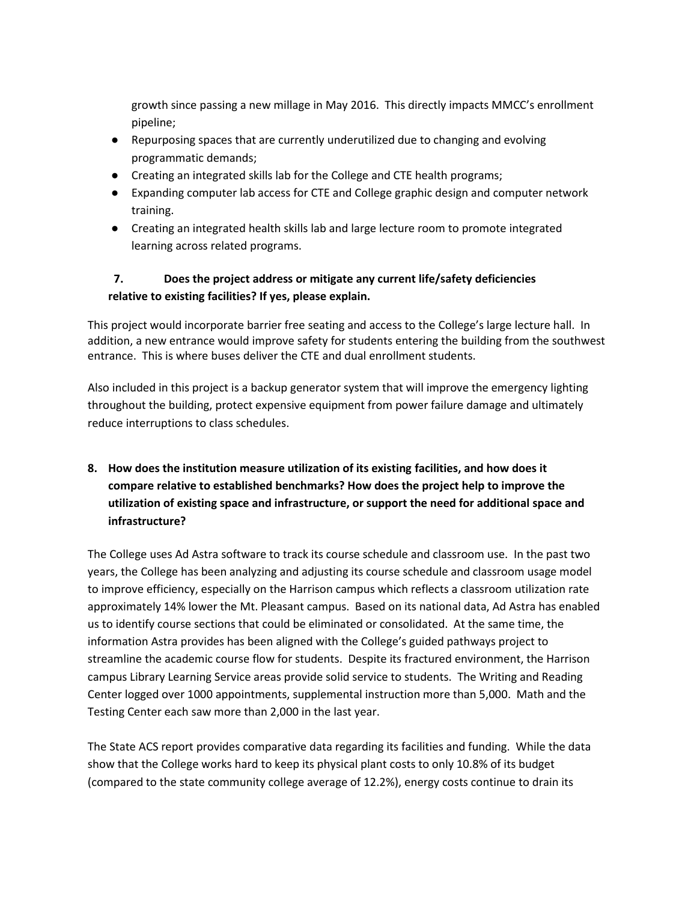growth since passing a new millage in May 2016. This directly impacts MMCC's enrollment pipeline;

- Repurposing spaces that are currently underutilized due to changing and evolving programmatic demands;
- Creating an integrated skills lab for the College and CTE health programs;
- Expanding computer lab access for CTE and College graphic design and computer network training.
- Creating an integrated health skills lab and large lecture room to promote integrated learning across related programs.

**7. Does the project address or mitigate any current life/safety deficiencies relative to existing facilities? If yes, please explain.**

This project would incorporate barrier free seating and access to the College's large lecture hall. In addition, a new entrance would improve safety for students entering the building from the southwest entrance. This is where buses deliver the CTE and dual enrollment students.

Also included in this project is a backup generator system that will improve the emergency lighting throughout the building, protect expensive equipment from power failure damage and ultimately reduce interruptions to class schedules.

**8. How does the institution measure utilization of its existing facilities, and how does it compare relative to established benchmarks? How does the project help to improve the utilization of existing space and infrastructure, or support the need for additional space and infrastructure?**

The College uses Ad Astra software to track its course schedule and classroom use. In the past two years, the College has been analyzing and adjusting its course schedule and classroom usage model to improve efficiency, especially on the Harrison campus which reflects a classroom utilization rate approximately 14% lower the Mt. Pleasant campus. Based on its national data, Ad Astra has enabled us to identify course sections that could be eliminated or consolidated. At the same time, the information Astra provides has been aligned with the College's guided pathways project to streamline the academic course flow for students. Despite its fractured environment, the Harrison campus Library Learning Service areas provide solid service to students. The Writing and Reading Center logged over 1000 appointments, supplemental instruction more than 5,000. Math and the Testing Center each saw more than 2,000 in the last year.

The State ACS report provides comparative data regarding its facilities and funding. While the data show that the College works hard to keep its physical plant costs to only 10.8% of its budget (compared to the state community college average of 12.2%), energy costs continue to drain its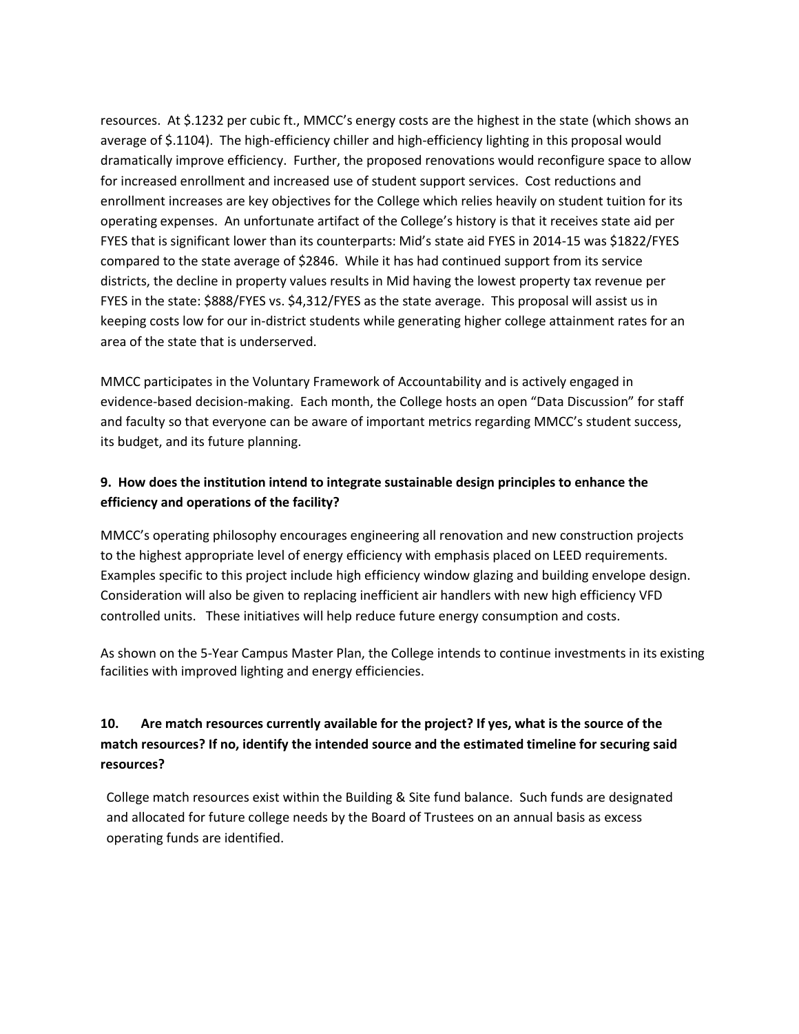resources. At $.1232 per cubic ft., MMCC's energy costs are the highest in the state (which shows an average of $.1104). The high-efficiency chiller and high-efficiency lighting in this proposal would dramatically improve efficiency. Further, the proposed renovations would reconfigure space to allow for increased enrollment and increased use of student support services. Cost reductions and enrollment increases are key objectives for the College which relies heavily on student tuition for its operating expenses. An unfortunate artifact of the College's history is that it receives state aid per FYES that is significant lower than its counterparts: Mid's state aid FYES in 2014-15 was $1822/FYES compared to the state average of $2846. While it has had continued support from its service districts, the decline in property values results in Mid having the lowest property tax revenue per FYES in the state: $888/FYES vs. $4,312/FYES as the state average. This proposal will assist us in keeping costs low for our in-district students while generating higher college attainment rates for an area of the state that is underserved.

MMCC participates in the Voluntary Framework of Accountability and is actively engaged in evidence-based decision-making. Each month, the College hosts an open "Data Discussion" for staff and faculty so that everyone can be aware of important metrics regarding MMCC's student success, its budget, and its future planning.

**9. How does the institution intend to integrate sustainable design principles to enhance the efficiency and operations of the facility?**

MMCC's operating philosophy encourages engineering all renovation and new construction projects to the highest appropriate level of energy efficiency with emphasis placed on LEED requirements. Examples specific to this project include high efficiency window glazing and building envelope design. Consideration will also be given to replacing inefficient air handlers with new high efficiency VFD controlled units. These initiatives will help reduce future energy consumption and costs.

As shown on the 5-Year Campus Master Plan, the College intends to continue investments in its existing facilities with improved lighting and energy efficiencies.

**10. Are match resources currently available for the project? If yes, what is the source of the match resources? If no, identify the intended source and the estimated timeline for securing said resources?**

College match resources exist within the Building & Site fund balance. Such funds are designated and allocated for future college needs by the Board of Trustees on an annual basis as excess operating funds are identified.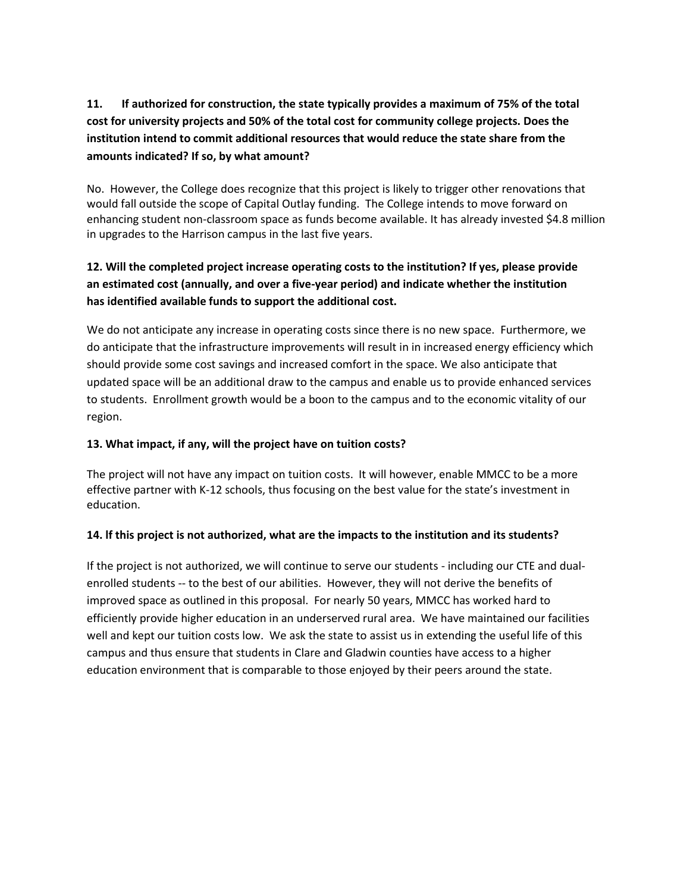**11. If authorized for construction, the state typically provides a maximum of 75% of the total cost for university projects and 50% of the total cost for community college projects. Does the institution intend to commit additional resources that would reduce the state share from the amounts indicated? If so, by what amount?**

No. However, the College does recognize that this project is likely to trigger other renovations that would fall outside the scope of Capital Outlay funding. The College intends to move forward on enhancing student non-classroom space as funds become available. It has already invested $4.8 million in upgrades to the Harrison campus in the last five years.

**12. Will the completed project increase operating costs to the institution? If yes, please provide an estimated cost (annually, and over a five-year period) and indicate whether the institution has identified available funds to support the additional cost.**

We do not anticipate any increase in operating costs since there is no new space. Furthermore, we do anticipate that the infrastructure improvements will result in in increased energy efficiency which should provide some cost savings and increased comfort in the space. We also anticipate that updated space will be an additional draw to the campus and enable us to provide enhanced services to students. Enrollment growth would be a boon to the campus and to the economic vitality of our region.

**13. What impact, if any, will the project have on tuition costs?**

The project will not have any impact on tuition costs. It will however, enable MMCC to be a more effective partner with K-12 schools, thus focusing on the best value for the state's investment in education.

**14. If this project is not authorized, what are the impacts to the institution and its students?**

If the project is not authorized, we will continue to serve our students - including our CTE and dual-enrolled students -- to the best of our abilities. However, they will not derive the benefits of improved space as outlined in this proposal. For nearly 50 years, MMCC has worked hard to efficiently provide higher education in an underserved rural area. We have maintained our facilities well and kept our tuition costs low. We ask the state to assist us in extending the useful life of this campus and thus ensure that students in Clare and Gladwin counties have access to a higher education environment that is comparable to those enjoyed by their peers around the state.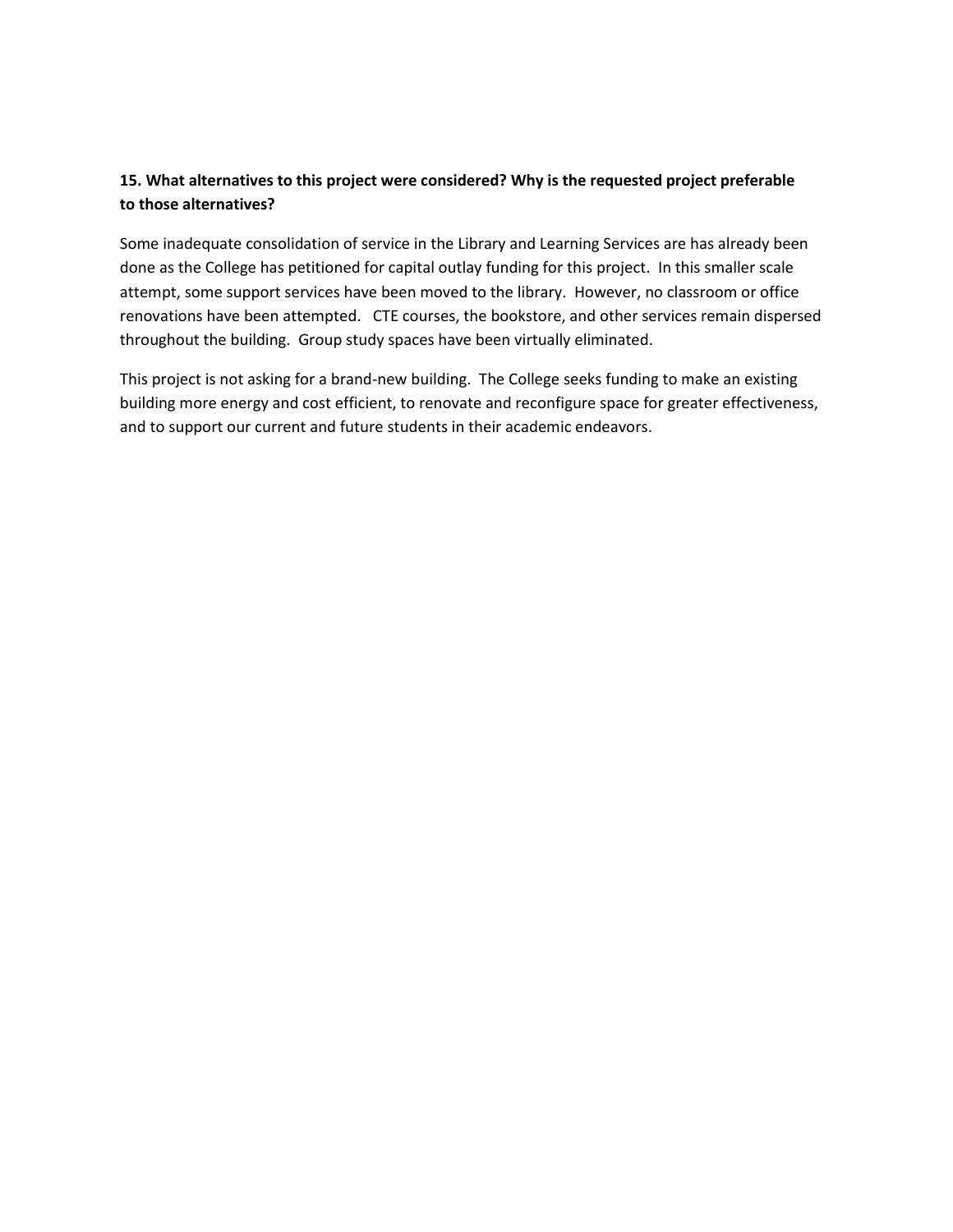**15. What alternatives to this project were considered? Why is the requested project preferable to those alternatives?**

Some inadequate consolidation of service in the Library and Learning Services are has already been done as the College has petitioned for capital outlay funding for this project. In this smaller scale attempt, some support services have been moved to the library. However, no classroom or office renovations have been attempted. CTE courses, the bookstore, and other services remain dispersed throughout the building. Group study spaces have been virtually eliminated.

This project is not asking for a brand-new building. The College seeks funding to make an existing building more energy and cost efficient, to renovate and reconfigure space for greater effectiveness, and to support our current and future students in their academic endeavors.